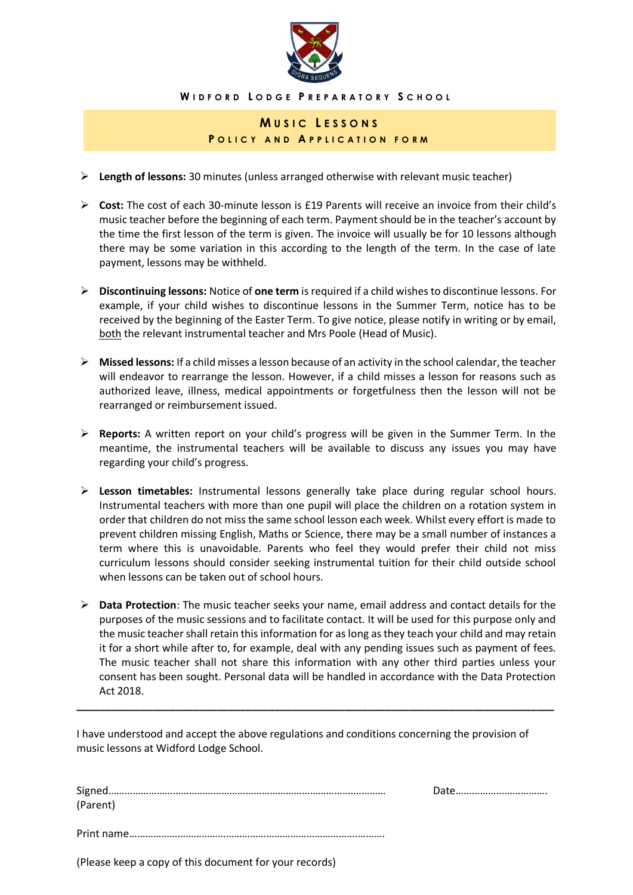WIDFORD LODGE PREPARATORY SCHOOL

# MUSIC LESSONS

## POLICY AND APPLICATION FORM

- **Length of lessons:** 30 minutes (unless arranged otherwise with relevant music teacher)

- **Cost:** The cost of each 30-minute lesson is £19 Parents will receive an invoice from their child's music teacher before the beginning of each term. Payment should be in the teacher's account by the time the first lesson of the term is given. The invoice will usually be for 10 lessons although there may be some variation in this according to the length of the term. In the case of late payment, lessons may be withheld.

- **Discontinuing lessons:** Notice of **one term** is required if a child wishes to discontinue lessons. For example, if your child wishes to discontinue lessons in the Summer Term, notice has to be received by the beginning of the Easter Term. To give notice, please notify in writing or by email, both the relevant instrumental teacher and Mrs Poole (Head of Music).

- **Missed lessons:** If a child misses a lesson because of an activity in the school calendar, the teacher will endeavor to rearrange the lesson. However, if a child misses a lesson for reasons such as authorized leave, illness, medical appointments or forgetfulness then the lesson will not be rearranged or reimbursement issued.

- **Reports:** A written report on your child's progress will be given in the Summer Term. In the meantime, the instrumental teachers will be available to discuss any issues you may have regarding your child's progress.

- **Lesson timetables:** Instrumental lessons generally take place during regular school hours. Instrumental teachers with more than one pupil will place the children on a rotation system in order that children do not miss the same school lesson each week. Whilst every effort is made to prevent children missing English, Maths or Science, there may be a small number of instances a term where this is unavoidable. Parents who feel they would prefer their child not miss curriculum lessons should consider seeking instrumental tuition for their child outside school when lessons can be taken out of school hours.

- **Data Protection**: The music teacher seeks your name, email address and contact details for the purposes of the music sessions and to facilitate contact. It will be used for this purpose only and the music teacher shall retain this information for as long as they teach your child and may retain it for a short while after to, for example, deal with any pending issues such as payment of fees. The music teacher shall not share this information with any other third parties unless your consent has been sought. Personal data will be handled in accordance with the Data Protection Act 2018.

---

I have understood and accept the above regulations and conditions concerning the provision of music lessons at Widford Lodge School.

Signed……………………………………………………………………………………… Date…………………………….
(Parent)

Print name……………………………………………………………………………….

(Please keep a copy of this document for your records)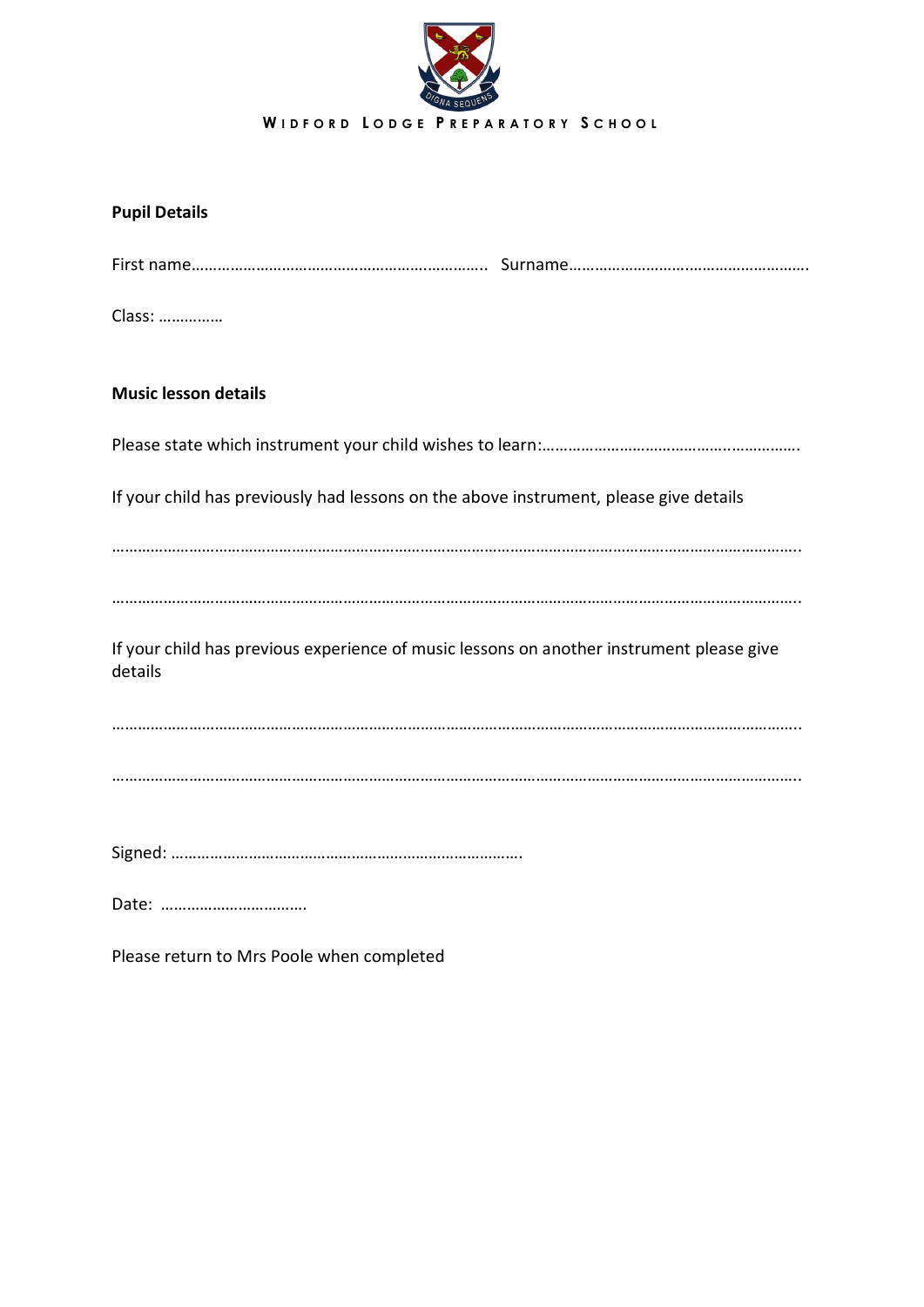Widford Lodge Preparatory School

**Pupil Details**

First name………………………………………………………….. Surname……………………..………………………….

Class: ……………

**Music lesson details**

Please state which instrument your child wishes to learn:…………………………………………..…………….

If your child has previously had lessons on the above instrument, please give details

……………………………………………………………………………………………………………………………………………..

……………………………………………………………………………………………………………………………………………..

If your child has previous experience of music lessons on another instrument please give details

……………………………………………………………………………………………………………………………………………..

……………………………………………………………………………………………………………………………………………..

Signed: ……………………………………………………………………….

Date: …………………………….

Please return to Mrs Poole when completed